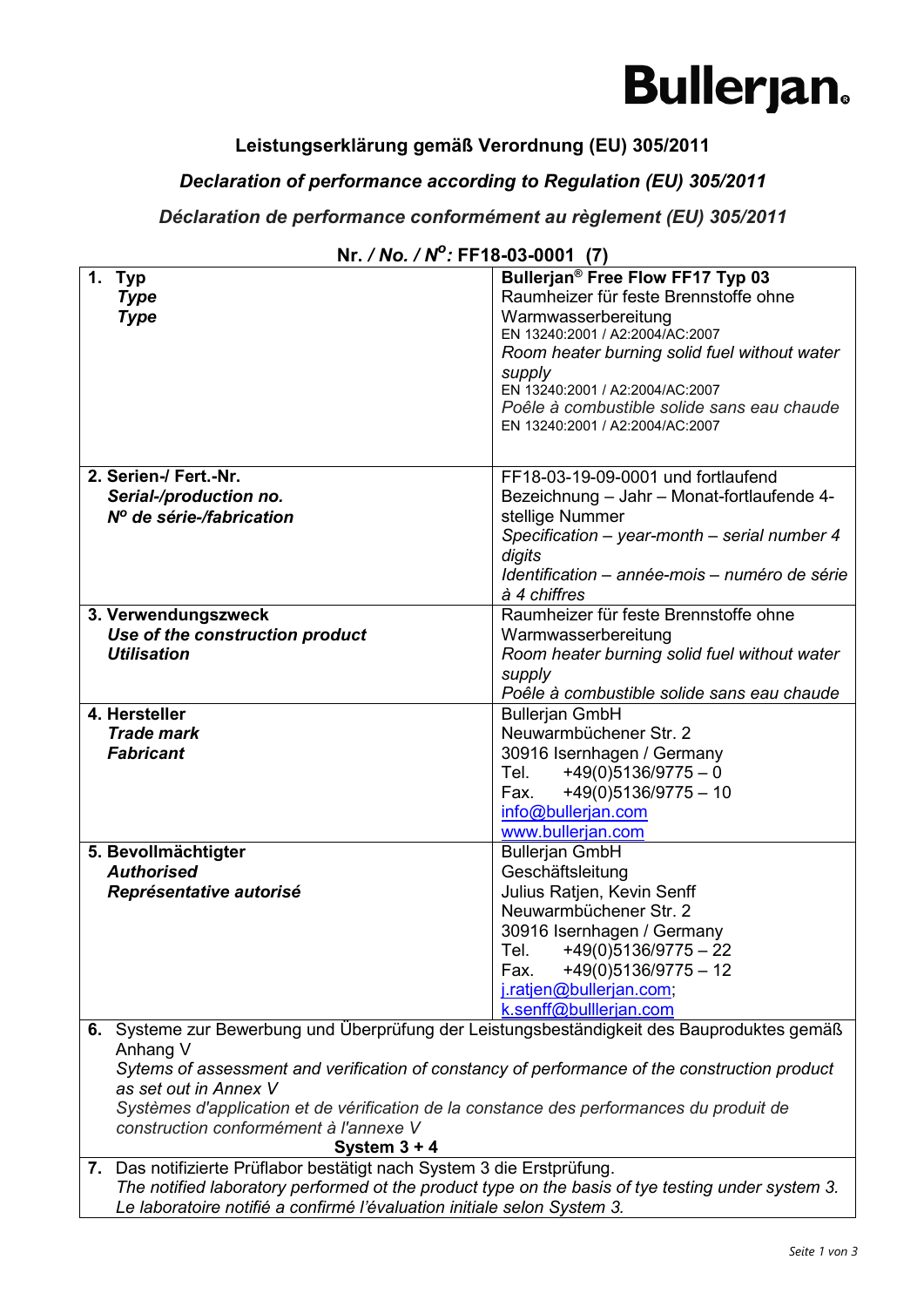Bullerjan®

## Leistungserklärung gemäß Verordnung (EU) 305/2011

## *Declaration of performance according to Regulation (EU) 305/2011*

## *Déclaration de performance conformément au règlement (EU) 305/2011*

**Nr. / *No. / N^o^:* FF18-03-0001 (7)**

| | |
|---|---|
| **1. Typ**<br>***Type***<br>***Type*** | **Bullerjan® Free Flow FF17 Typ 03**<br>Raumheizer für feste Brennstoffe ohne Warmwasserbereitung<br>EN 13240:2001 / A2:2004/AC:2007<br>*Room heater burning solid fuel without water supply*<br>EN 13240:2001 / A2:2004/AC:2007<br>*Poêle à combustible solide sans eau chaude*<br>EN 13240:2001 / A2:2004/AC:2007 |
| **2. Serien-/ Fert.-Nr.**<br>***Serial-/production no.***<br>***N^o^ de série-/fabrication*** | FF18-03-19-09-0001 und fortlaufend<br>Bezeichnung – Jahr – Monat-fortlaufende 4-stellige Nummer<br>*Specification – year-month – serial number 4 digits*<br>*Identification – année-mois – numéro de série à 4 chiffres* |
| **3. Verwendungszweck**<br>***Use of the construction product***<br>***Utilisation*** | Raumheizer für feste Brennstoffe ohne Warmwasserbereitung<br>*Room heater burning solid fuel without water supply*<br>*Poêle à combustible solide sans eau chaude* |
| **4. Hersteller**<br>***Trade mark***<br>***Fabricant*** | Bullerjan GmbH<br>Neuwarmbüchener Str. 2<br>30916 Isernhagen / Germany<br>Tel. +49(0)5136/9775 – 0<br>Fax. +49(0)5136/9775 – 10<br>info@bullerjan.com<br>www.bullerjan.com |
| **5. Bevollmächtigter**<br>***Authorised***<br>***Représentative autorisé*** | Bullerjan GmbH<br>Geschäftsleitung<br>Julius Ratjen, Kevin Senff<br>Neuwarmbüchener Str. 2<br>30916 Isernhagen / Germany<br>Tel. +49(0)5136/9775 – 22<br>Fax. +49(0)5136/9775 – 12<br>j.ratjen@bullerjan.com;<br>k.senff@bulllerjan.com |

**6.** Systeme zur Bewerbung und Überprüfung der Leistungsbeständigkeit des Bauproduktes gemäß Anhang V
*Sytems of assessment and verification of constancy of performance of the construction product as set out in Annex V*
*Systèmes d'application et de vérification de la constance des performances du produit de construction conformément à l'annexe V*

**System 3 + 4**

**7.** Das notifizierte Prüflabor bestätigt nach System 3 die Erstprüfung.
*The notified laboratory performed ot the product type on the basis of tye testing under system 3.*
*Le laboratoire notifié a confirmé l'évaluation initiale selon System 3.*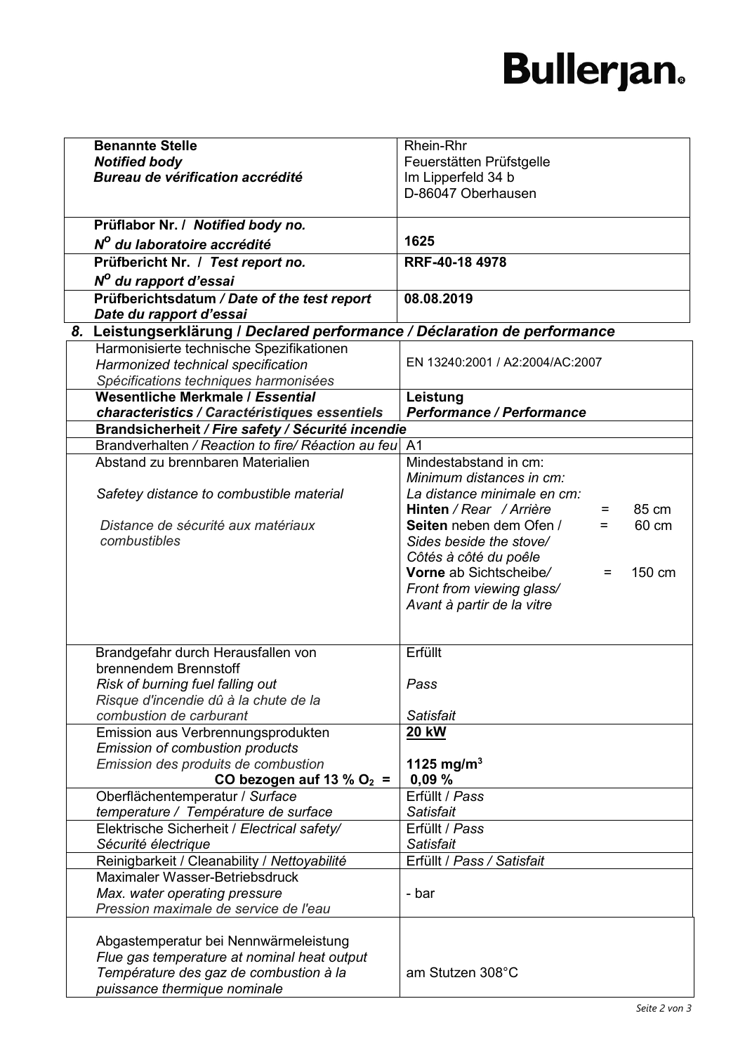**Bullerjan.**

| **Benannte Stelle** *Notified body* ***Bureau de vérification accrédité*** | Rhein-Rhr Feuerstätten Prüfstgelle Im Lipperfeld 34 b D-86047 Oberhausen |
|---|---|
| **Prüflabor Nr. /** ***Notified body no.*** ***N[O] du laboratoire accrédité*** | **1625** |
| **Prüfbericht Nr. /** ***Test report no.*** ***N[O] du rapport d'essai*** | **RRF-40-18 4978** |
| **Prüfberichtsdatum** ***/ Date of the test report*** ***Date du rapport d'essai*** | **08.08.2019** |

## 8. Leistungserklärung / *Declared performance / Déclaration de performance*

| Harmonisierte technische Spezifikationen *Harmonized technical specification* *Spécifications techniques harmonisées* | EN 13240:2001 / A2:2004/AC:2007 |
|---|---|
| **Wesentliche Merkmale /** ***Essential characteristics / Caractéristiques essentiels*** | **Leistung** ***Performance / Performance*** |
| **Brandsicherheit** ***/ Fire safety / Sécurité incendie*** | |
| Brandverhalten */ Reaction to fire/ Réaction au feu* | A1 |
| Abstand zu brennbaren Materialien<br><br>*Safetey distance to combustible material*<br><br>*Distance de sécurité aux matériaux combustibles* | Mindestabstand in cm:<br>*Minimum distances in cm:*<br>*La distance minimale en cm:*<br>**Hinten** */ Rear / Arrière* = 85 cm<br>**Seiten** neben dem Ofen / *Sides beside the stove/ Côtés à côté du poêle* = 60 cm<br>**Vorne** ab Sichtscheibe/ *Front from viewing glass/ Avant à partir de la vitre* = 150 cm |
| Brandgefahr durch Herausfallen von brennendem Brennstoff<br>*Risk of burning fuel falling out*<br>*Risque d'incendie dû à la chute de la combustion de carburant* | Erfüllt<br><br>*Pass*<br><br>*Satisfait* |
| Emission aus Verbrennungsprodukten<br>*Emission of combustion products*<br>*Emission des produits de combustion*<br>**CO bezogen auf 13 % $O_2$ =** | **<u>20 kW</u>**<br><br>**1125 mg/m$^3$**<br>**0,09 %** |
| Oberflächentemperatur / *Surface temperature / Température de surface* | Erfüllt / *Pass Satisfait* |
| Elektrische Sicherheit / *Electrical safety/ Sécurité électrique* | Erfüllt / *Pass Satisfait* |
| Reinigbarkeit / Cleanability / *Nettoyabilité* | Erfüllt / *Pass / Satisfait* |
| Maximaler Wasser-Betriebsdruck<br>*Max. water operating pressure*<br>*Pression maximale de service de l'eau* | - bar |
| Abgastemperatur bei Nennwärmeleistung<br>*Flue gas temperature at nominal heat output*<br>*Température des gaz de combustion à la puissance thermique nominale* | am Stutzen 308°C |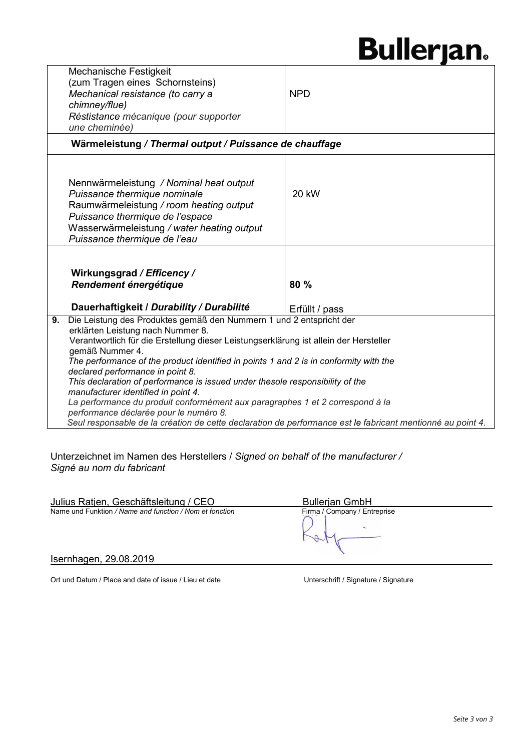| | |
|---|---|
| Mechanische Festigkeit (zum Tragen eines Schornsteins) *Mechanical resistance (to carry a chimney/flue)* *Réstistance mécanique (pour supporter une cheminée)* | NPD |
| **Wärmeleistung** ***/ Thermal output / Puissance de chauffage*** | |
| Nennwärmeleistung */ Nominal heat output* *Puissance thermique nominale* Raumwärmeleistung */ room heating output* *Puissance thermique de l'espace* Wasserwärmeleistung */ water heating output* *Puissance thermique de l'eau* | 20 kW |
| **Wirkungsgrad** ***/ Efficency / Rendement énergétique*** | **80 %** |
| **Dauerhaftigkeit /** ***Durability / Durabilité*** | Erfüllt / pass |

**9.** Die Leistung des Produktes gemäß den Nummern 1 und 2 entspricht der erklärten Leistung nach Nummer 8.
Verantwortlich für die Erstellung dieser Leistungserklärung ist allein der Hersteller gemäß Nummer 4.
*The performance of the product identified in points 1 and 2 is in conformity with the declared performance in point 8.*
*This declaration of performance is issued under thesole responsibility of the manufacturer identified in point 4.*
*La performance du produit conformément aux paragraphes 1 et 2 correspond à la performance déclarée pour le numéro 8.*
*Seul responsable de la création de cette declaration de performance est le fabricant mentionné au point 4.*

Unterzeichnet im Namen des Herstellers / *Signed on behalf of the manufacturer / Signé au nom du fabricant*

Julius Ratjen, Geschäftsleitung / CEO
Name und Funktion */ Name and function / Nom et fonction*

Bullerjan GmbH
Firma / Company / Entreprise

Isernhagen, 29.08.2019
Ort und Datum / Place and date of issue / Lieu et date

Unterschrift / Signature / Signature